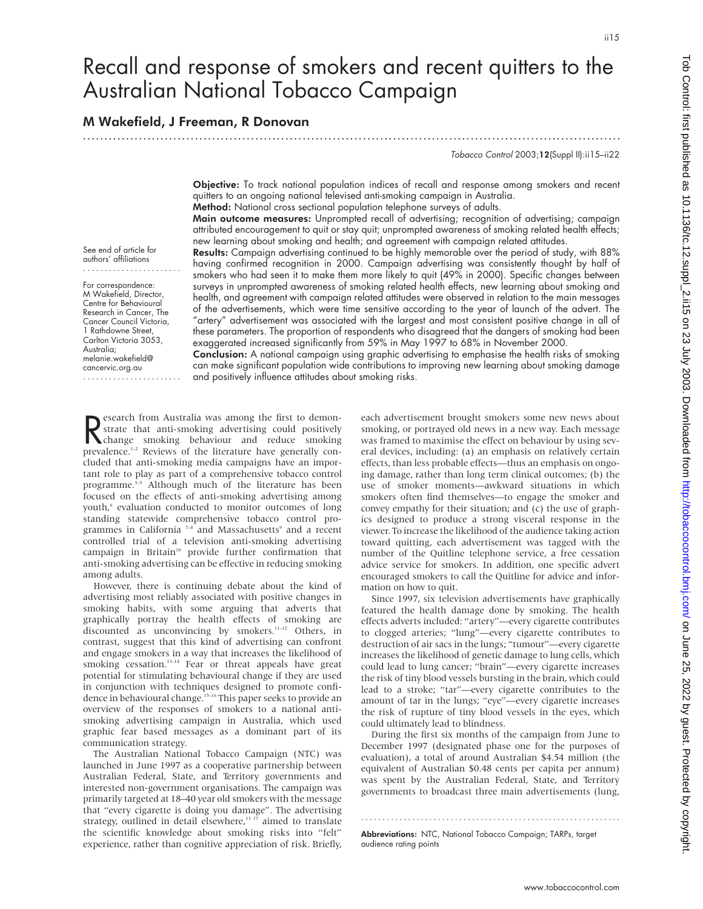# Recall and response of smokers and recent quitters to the Australian National Tobacco Campaign

## M Wakefield, J Freeman, R Donovan

*Tobacco Control* 2003;**12**(Suppl II):ii15–ii22

**Objective:** To track national population indices of recall and response among smokers and recent quitters to an ongoing national televised anti-smoking campaign in Australia.

**Method:** National cross sectional population telephone surveys of adults.

**Main outcome measures:** Unprompted recall of advertising; recognition of advertising; campaign attributed encouragement to quit or stay quit; unprompted awareness of smoking related health effects; new learning about smoking and health; and agreement with campaign related attitudes.

**Results:** Campaign advertising continued to be highly memorable over the period of study, with 88% having confirmed recognition in 2000. Campaign advertising was consistently thought by half of smokers who had seen it to make them more likely to quit (49% in 2000). Specific changes between surveys in unprompted awareness of smoking related health effects, new learning about smoking and health, and agreement with campaign related attitudes were observed in relation to the main messages of the advertisements, which were time sensitive according to the year of launch of the advert. The "artery" advertisement was associated with the largest and most consistent positive change in all of these parameters. The proportion of respondents who disagreed that the dangers of smoking had been exaggerated increased significantly from 59% in May 1997 to 68% in November 2000.

**Conclusion:** A national campaign using graphic advertising to emphasise the health risks of smoking can make significant population wide contributions to improving new learning about smoking damage and positively influence attitudes about smoking risks.

See end of article for authors' affiliations

For correspondence: M Wakefield, Director, Centre for Behavioural Research in Cancer, The Cancer Council Victoria, 1 Rathdowne Street, Carlton Victoria 3053, Australia; melanie.wakefield@cancervic.org.au

Research from Australia was among the first to demonstrate that anti-smoking advertising could positively change smoking behaviour and reduce smoking prevalence.[1–2] Reviews of the literature have generally concluded that anti-smoking media campaigns have an important role to play as part of a comprehensive tobacco control programme.[3–5] Although much of the literature has been focused on the effects of anti-smoking advertising among youth,[6] evaluation conducted to monitor outcomes of long standing statewide comprehensive tobacco control programmes in California [7–8] and Massachusetts[9] and a recent controlled trial of a television anti-smoking advertising campaign in Britain[10] provide further confirmation that anti-smoking advertising can be effective in reducing smoking among adults.

However, there is continuing debate about the kind of advertising most reliably associated with positive changes in smoking habits, with some arguing that adverts that graphically portray the health effects of smoking are discounted as unconvincing by smokers.[11–12] Others, in contrast, suggest that this kind of advertising can confront and engage smokers in a way that increases the likelihood of smoking cessation.[13–14] Fear or threat appeals have great potential for stimulating behavioural change if they are used in conjunction with techniques designed to promote confidence in behavioural change.[15–16] This paper seeks to provide an overview of the responses of smokers to a national anti-smoking advertising campaign in Australia, which used graphic fear based messages as a dominant part of its communication strategy.

The Australian National Tobacco Campaign (NTC) was launched in June 1997 as a cooperative partnership between Australian Federal, State, and Territory governments and interested non-government organisations. The campaign was primarily targeted at 18–40 year old smokers with the message that "every cigarette is doing you damage". The advertising strategy, outlined in detail elsewhere,[13 17] aimed to translate the scientific knowledge about smoking risks into "felt" experience, rather than cognitive appreciation of risk. Briefly, each advertisement brought smokers some new news about smoking, or portrayed old news in a new way. Each message was framed to maximise the effect on behaviour by using several devices, including: (a) an emphasis on relatively certain effects, than less probable effects—thus an emphasis on ongoing damage, rather than long term clinical outcomes; (b) the use of smoker moments—awkward situations in which smokers often find themselves—to engage the smoker and convey empathy for their situation; and (c) the use of graphics designed to produce a strong visceral response in the viewer. To increase the likelihood of the audience taking action toward quitting, each advertisement was tagged with the number of the Quitline telephone service, a free cessation advice service for smokers. In addition, one specific advert encouraged smokers to call the Quitline for advice and information on how to quit.

Since 1997, six television advertisements have graphically featured the health damage done by smoking. The health effects adverts included: "artery"—every cigarette contributes to clogged arteries; "lung"—every cigarette contributes to destruction of air sacs in the lungs; "tumour"—every cigarette increases the likelihood of genetic damage to lung cells, which could lead to lung cancer; "brain"—every cigarette increases the risk of tiny blood vessels bursting in the brain, which could lead to a stroke; "tar"—every cigarette contributes to the amount of tar in the lungs; "eye"—every cigarette increases the risk of rupture of tiny blood vessels in the eyes, which could ultimately lead to blindness.

During the first six months of the campaign from June to December 1997 (designated phase one for the purposes of evaluation), a total of around Australian $4.54 million (the equivalent of Australian $0.48 cents per capita per annum) was spent by the Australian Federal, State, and Territory governments to broadcast three main advertisements (lung,

**Abbreviations:** NTC, National Tobacco Campaign; TARPs, target audience rating points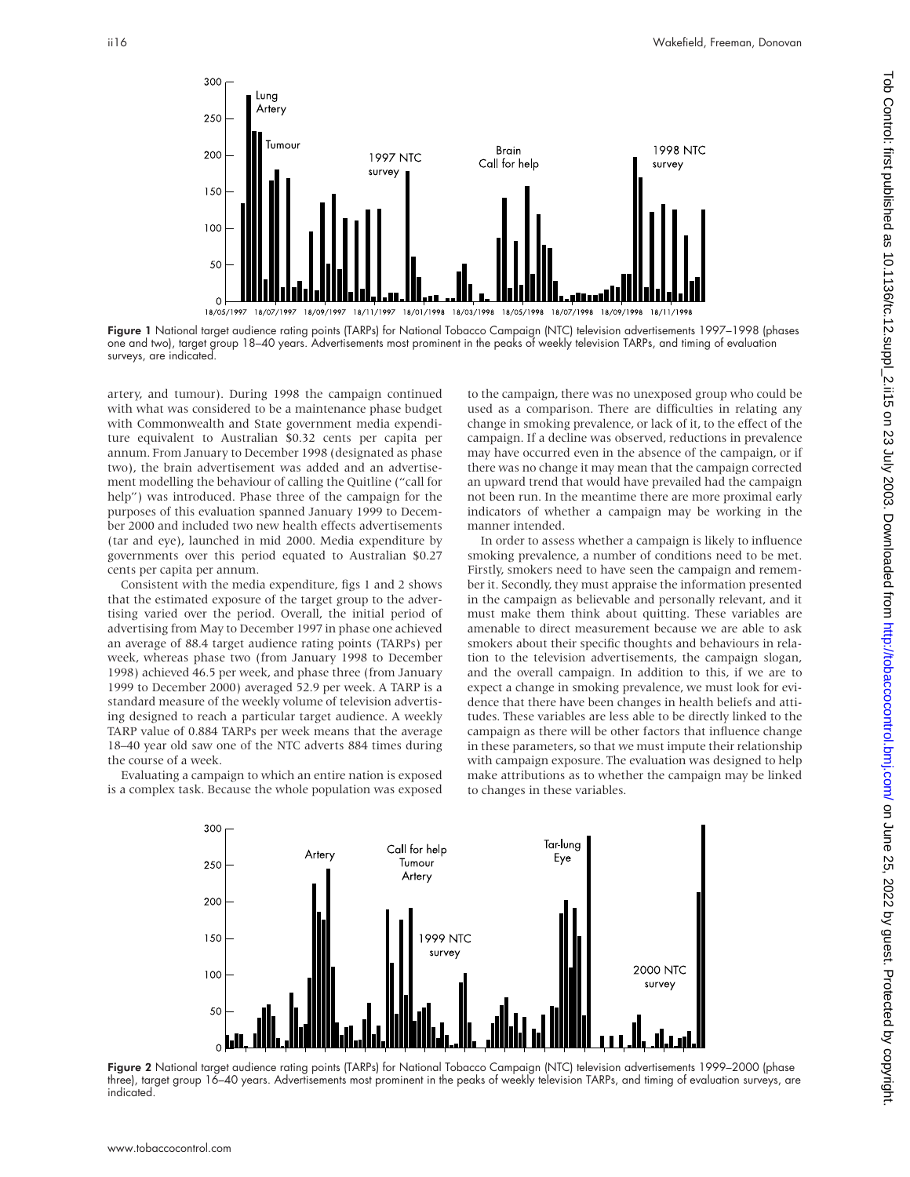artery, and tumour). During 1998 the campaign continued with what was considered to be a maintenance phase budget with Commonwealth and State government media expenditure equivalent to Australian $0.32 cents per capita per annum. From January to December 1998 (designated as phase two), the brain advertisement was added and an advertisement modelling the behaviour of calling the Quitline ("call for help") was introduced. Phase three of the campaign for the purposes of this evaluation spanned January 1999 to December 2000 and included two new health effects advertisements (tar and eye), launched in mid 2000. Media expenditure by governments over this period equated to Australian $0.27 cents per capita per annum.

Consistent with the media expenditure, figs 1 and 2 shows that the estimated exposure of the target group to the advertising varied over the period. Overall, the initial period of advertising from May to December 1997 in phase one achieved an average of 88.4 target audience rating points (TARPs) per week, whereas phase two (from January 1998 to December 1998) achieved 46.5 per week, and phase three (from January 1999 to December 2000) averaged 52.9 per week. A TARP is a standard measure of the weekly volume of television advertising designed to reach a particular target audience. A weekly TARP value of 0.884 TARPs per week means that the average 18–40 year old saw one of the NTC adverts 884 times during the course of a week.

Evaluating a campaign to which an entire nation is exposed is a complex task. Because the whole population was exposed to the campaign, there was no unexposed group who could be used as a comparison. There are difficulties in relating any change in smoking prevalence, or lack of it, to the effect of the campaign. If a decline was observed, reductions in prevalence may have occurred even in the absence of the campaign, or if there was no change it may mean that the campaign corrected an upward trend that would have prevailed had the campaign not been run. In the meantime there are more proximal early indicators of whether a campaign may be working in the manner intended.

In order to assess whether a campaign is likely to influence smoking prevalence, a number of conditions need to be met. Firstly, smokers need to have seen the campaign and remember it. Secondly, they must appraise the information presented in the campaign as believable and personally relevant, and it must make them think about quitting. These variables are amenable to direct measurement because we are able to ask smokers about their specific thoughts and behaviours in relation to the television advertisements, the campaign slogan, and the overall campaign. In addition to this, if we are to expect a change in smoking prevalence, we must look for evidence that there have been changes in health beliefs and attitudes. These variables are less able to be directly linked to the campaign as there will be other factors that influence change in these parameters, so that we must impute their relationship with campaign exposure. The evaluation was designed to help make attributions as to whether the campaign may be linked to changes in these variables.

**Figure 1** National target audience rating points (TARPs) for National Tobacco Campaign (NTC) television advertisements 1997–1998 (phases one and two), target group 18–40 years. Advertisements most prominent in the peaks of weekly television TARPs, and timing of evaluation surveys, are indicated.

**Figure 2** National target audience rating points (TARPs) for National Tobacco Campaign (NTC) television advertisements 1999–2000 (phase three), target group 16–40 years. Advertisements most prominent in the peaks of weekly television TARPs, and timing of evaluation surveys, are indicated.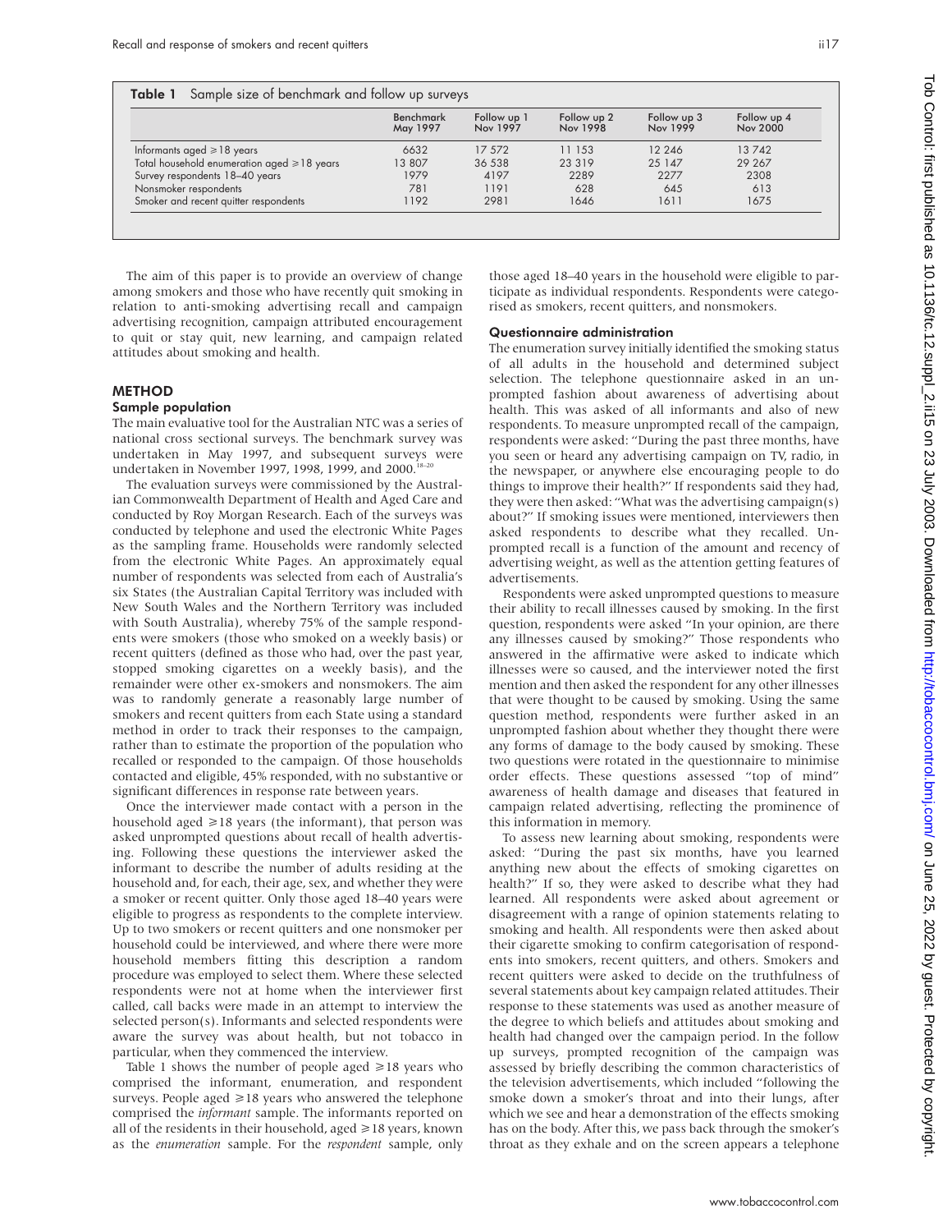**Table 1** Sample size of benchmark and follow up surveys

| | Benchmark May 1997 | Follow up 1 Nov 1997 | Follow up 2 Nov 1998 | Follow up 3 Nov 1999 | Follow up 4 Nov 2000 |
|---|---|---|---|---|---|
| Informants aged ≥18 years | 6632 | 17 572 | 11 153 | 12 246 | 13 742 |
| Total household enumeration aged ≥18 years | 13 807 | 36 538 | 23 319 | 25 147 | 29 267 |
| Survey respondents 18–40 years | 1979 | 4197 | 2289 | 2277 | 2308 |
| Nonsmoker respondents | 781 | 1191 | 628 | 645 | 613 |
| Smoker and recent quitter respondents | 1192 | 2981 | 1646 | 1611 | 1675 |

The aim of this paper is to provide an overview of change among smokers and those who have recently quit smoking in relation to anti-smoking advertising recall and campaign advertising recognition, campaign attributed encouragement to quit or stay quit, new learning, and campaign related attitudes about smoking and health.

## METHOD

### Sample population

The main evaluative tool for the Australian NTC was a series of national cross sectional surveys. The benchmark survey was undertaken in May 1997, and subsequent surveys were undertaken in November 1997, 1998, 1999, and 2000.[18–20]

The evaluation surveys were commissioned by the Australian Commonwealth Department of Health and Aged Care and conducted by Roy Morgan Research. Each of the surveys was conducted by telephone and used the electronic White Pages as the sampling frame. Households were randomly selected from the electronic White Pages. An approximately equal number of respondents was selected from each of Australia's six States (the Australian Capital Territory was included with New South Wales and the Northern Territory was included with South Australia), whereby 75% of the sample respondents were smokers (those who smoked on a weekly basis) or recent quitters (defined as those who had, over the past year, stopped smoking cigarettes on a weekly basis), and the remainder were other ex-smokers and nonsmokers. The aim was to randomly generate a reasonably large number of smokers and recent quitters from each State using a standard method in order to track their responses to the campaign, rather than to estimate the proportion of the population who recalled or responded to the campaign. Of those households contacted and eligible, 45% responded, with no substantive or significant differences in response rate between years.

Once the interviewer made contact with a person in the household aged ≥18 years (the informant), that person was asked unprompted questions about recall of health advertising. Following these questions the interviewer asked the informant to describe the number of adults residing at the household and, for each, their age, sex, and whether they were a smoker or recent quitter. Only those aged 18–40 years were eligible to progress as respondents to the complete interview. Up to two smokers or recent quitters and one nonsmoker per household could be interviewed, and where there were more household members fitting this description a random procedure was employed to select them. Where these selected respondents were not at home when the interviewer first called, call backs were made in an attempt to interview the selected person(s). Informants and selected respondents were aware the survey was about health, but not tobacco in particular, when they commenced the interview.

Table 1 shows the number of people aged ≥18 years who comprised the informant, enumeration, and respondent surveys. People aged ≥18 years who answered the telephone comprised the *informant* sample. The informants reported on all of the residents in their household, aged ≥18 years, known as the *enumeration* sample. For the *respondent* sample, only those aged 18–40 years in the household were eligible to participate as individual respondents. Respondents were categorised as smokers, recent quitters, and nonsmokers.

### Questionnaire administration

The enumeration survey initially identified the smoking status of all adults in the household and determined subject selection. The telephone questionnaire asked in an unprompted fashion about awareness of advertising about health. This was asked of all informants and also of new respondents. To measure unprompted recall of the campaign, respondents were asked: "During the past three months, have you seen or heard any advertising campaign on TV, radio, in the newspaper, or anywhere else encouraging people to do things to improve their health?" If respondents said they had, they were then asked: "What was the advertising campaign(s) about?" If smoking issues were mentioned, interviewers then asked respondents to describe what they recalled. Unprompted recall is a function of the amount and recency of advertising weight, as well as the attention getting features of advertisements.

Respondents were asked unprompted questions to measure their ability to recall illnesses caused by smoking. In the first question, respondents were asked "In your opinion, are there any illnesses caused by smoking?" Those respondents who answered in the affirmative were asked to indicate which illnesses were so caused, and the interviewer noted the first mention and then asked the respondent for any other illnesses that were thought to be caused by smoking. Using the same question method, respondents were further asked in an unprompted fashion about whether they thought there were any forms of damage to the body caused by smoking. These two questions were rotated in the questionnaire to minimise order effects. These questions assessed "top of mind" awareness of health damage and diseases that featured in campaign related advertising, reflecting the prominence of this information in memory.

To assess new learning about smoking, respondents were asked: "During the past six months, have you learned anything new about the effects of smoking cigarettes on health?" If so, they were asked to describe what they had learned. All respondents were asked about agreement or disagreement with a range of opinion statements relating to smoking and health. All respondents were then asked about their cigarette smoking to confirm categorisation of respondents into smokers, recent quitters, and others. Smokers and recent quitters were asked to decide on the truthfulness of several statements about key campaign related attitudes. Their response to these statements was used as another measure of the degree to which beliefs and attitudes about smoking and health had changed over the campaign period. In the follow up surveys, prompted recognition of the campaign was assessed by briefly describing the common characteristics of the television advertisements, which included "following the smoke down a smoker's throat and into their lungs, after which we see and hear a demonstration of the effects smoking has on the body. After this, we pass back through the smoker's throat as they exhale and on the screen appears a telephone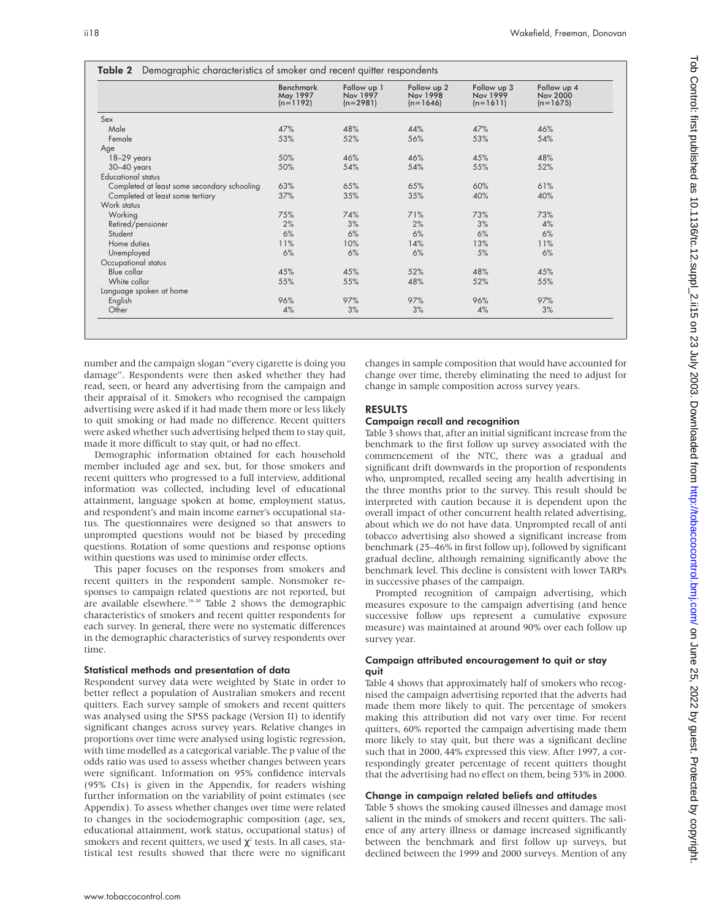**Table 2** Demographic characteristics of smoker and recent quitter respondents

| | Benchmark May 1997 (n=1192) | Follow up 1 Nov 1997 (n=2981) | Follow up 2 Nov 1998 (n=1646) | Follow up 3 Nov 1999 (n=1611) | Follow up 4 Nov 2000 (n=1675) |
|---|---|---|---|---|---|
| Sex | | | | | |
| Male | 47% | 48% | 44% | 47% | 46% |
| Female | 53% | 52% | 56% | 53% | 54% |
| Age | | | | | |
| 18–29 years | 50% | 46% | 46% | 45% | 48% |
| 30–40 years | 50% | 54% | 54% | 55% | 52% |
| Educational status | | | | | |
| Completed at least some secondary schooling | 63% | 65% | 65% | 60% | 61% |
| Completed at least some tertiary | 37% | 35% | 35% | 40% | 40% |
| Work status | | | | | |
| Working | 75% | 74% | 71% | 73% | 73% |
| Retired/pensioner | 2% | 3% | 2% | 3% | 4% |
| Student | 6% | 6% | 6% | 6% | 6% |
| Home duties | 11% | 10% | 14% | 13% | 11% |
| Unemployed | 6% | 6% | 6% | 5% | 6% |
| Occupational status | | | | | |
| Blue collar | 45% | 45% | 52% | 48% | 45% |
| White collar | 55% | 55% | 48% | 52% | 55% |
| Language spoken at home | | | | | |
| English | 96% | 97% | 97% | 96% | 97% |
| Other | 4% | 3% | 3% | 4% | 3% |

number and the campaign slogan "every cigarette is doing you damage". Respondents were then asked whether they had read, seen, or heard any advertising from the campaign and their appraisal of it. Smokers who recognised the campaign advertising were asked if it had made them more or less likely to quit smoking or had made no difference. Recent quitters were asked whether such advertising helped them to stay quit, made it more difficult to stay quit, or had no effect.

Demographic information obtained for each household member included age and sex, but, for those smokers and recent quitters who progressed to a full interview, additional information was collected, including level of educational attainment, language spoken at home, employment status, and respondent's and main income earner's occupational status. The questionnaires were designed so that answers to unprompted questions would not be biased by preceding questions. Rotation of some questions and response options within questions was used to minimise order effects.

This paper focuses on the responses from smokers and recent quitters in the respondent sample. Nonsmoker responses to campaign related questions are not reported, but are available elsewhere.[18–20] Table 2 shows the demographic characteristics of smokers and recent quitter respondents for each survey. In general, there were no systematic differences in the demographic characteristics of survey respondents over time.

### Statistical methods and presentation of data

Respondent survey data were weighted by State in order to better reflect a population of Australian smokers and recent quitters. Each survey sample of smokers and recent quitters was analysed using the SPSS package (Version II) to identify significant changes across survey years. Relative changes in proportions over time were analysed using logistic regression, with time modelled as a categorical variable. The p value of the odds ratio was used to assess whether changes between years were significant. Information on 95% confidence intervals (95% CIs) is given in the Appendix, for readers wishing further information on the variability of point estimates (see Appendix). To assess whether changes over time were related to changes in the sociodemographic composition (age, sex, educational attainment, work status, occupational status) of smokers and recent quitters, we used $\chi^2$ tests. In all cases, statistical test results showed that there were no significant changes in sample composition that would have accounted for change over time, thereby eliminating the need to adjust for change in sample composition across survey years.

## RESULTS

### Campaign recall and recognition

Table 3 shows that, after an initial significant increase from the benchmark to the first follow up survey associated with the commencement of the NTC, there was a gradual and significant drift downwards in the proportion of respondents who, unprompted, recalled seeing any health advertising in the three months prior to the survey. This result should be interpreted with caution because it is dependent upon the overall impact of other concurrent health related advertising, about which we do not have data. Unprompted recall of anti tobacco advertising also showed a significant increase from benchmark (25–46% in first follow up), followed by significant gradual decline, although remaining significantly above the benchmark level. This decline is consistent with lower TARPs in successive phases of the campaign.

Prompted recognition of campaign advertising, which measures exposure to the campaign advertising (and hence successive follow ups represent a cumulative exposure measure) was maintained at around 90% over each follow up survey year.

### Campaign attributed encouragement to quit or stay quit

Table 4 shows that approximately half of smokers who recognised the campaign advertising reported that the adverts had made them more likely to quit. The percentage of smokers making this attribution did not vary over time. For recent quitters, 60% reported the campaign advertising made them more likely to stay quit, but there was a significant decline such that in 2000, 44% expressed this view. After 1997, a correspondingly greater percentage of recent quitters thought that the advertising had no effect on them, being 53% in 2000.

### Change in campaign related beliefs and attitudes

Table 5 shows the smoking caused illnesses and damage most salient in the minds of smokers and recent quitters. The salience of any artery illness or damage increased significantly between the benchmark and first follow up surveys, but declined between the 1999 and 2000 surveys. Mention of any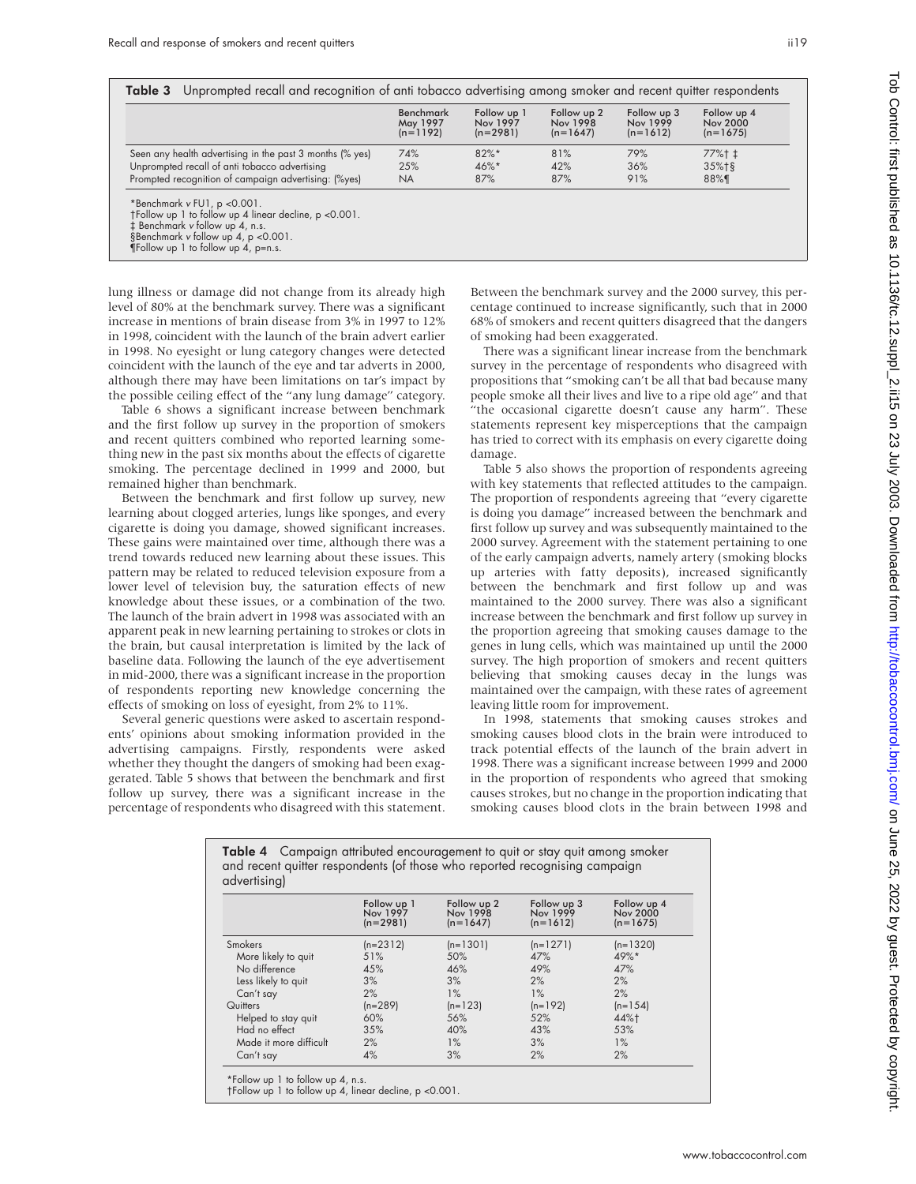**Table 3** Unprompted recall and recognition of anti tobacco advertising among smoker and recent quitter respondents

| | Benchmark May 1997 (n=1192) | Follow up 1 Nov 1997 (n=2981) | Follow up 2 Nov 1998 (n=1647) | Follow up 3 Nov 1999 (n=1612) | Follow up 4 Nov 2000 (n=1675) |
|---|---|---|---|---|---|
| Seen any health advertising in the past 3 months (% yes) | 74% | 82%* | 81% | 79% | 77%† ‡ |
| Unprompted recall of anti tobacco advertising | 25% | 46%* | 42% | 36% | 35%†§ |
| Prompted recognition of campaign advertising: (%yes) | NA | 87% | 87% | 91% | 88%¶ |

*Benchmark *v* FU1, $p < 0.001$.
†Follow up 1 to follow up 4 linear decline, $p < 0.001$.
‡ Benchmark *v* follow up 4, n.s.
§Benchmark *v* follow up 4, $p < 0.001$.
¶Follow up 1 to follow up 4, p=n.s.

lung illness or damage did not change from its already high level of 80% at the benchmark survey. There was a significant increase in mentions of brain disease from 3% in 1997 to 12% in 1998, coincident with the launch of the brain advert earlier in 1998. No eyesight or lung category changes were detected coincident with the launch of the eye and tar adverts in 2000, although there may have been limitations on tar's impact by the possible ceiling effect of the "any lung damage" category.

Table 6 shows a significant increase between benchmark and the first follow up survey in the proportion of smokers and recent quitters combined who reported learning something new in the past six months about the effects of cigarette smoking. The percentage declined in 1999 and 2000, but remained higher than benchmark.

Between the benchmark and first follow up survey, new learning about clogged arteries, lungs like sponges, and every cigarette is doing you damage, showed significant increases. These gains were maintained over time, although there was a trend towards reduced new learning about these issues. This pattern may be related to reduced television exposure from a lower level of television buy, the saturation effects of new knowledge about these issues, or a combination of the two. The launch of the brain advert in 1998 was associated with an apparent peak in new learning pertaining to strokes or clots in the brain, but causal interpretation is limited by the lack of baseline data. Following the launch of the eye advertisement in mid-2000, there was a significant increase in the proportion of respondents reporting new knowledge concerning the effects of smoking on loss of eyesight, from 2% to 11%.

Several generic questions were asked to ascertain respondents' opinions about smoking information provided in the advertising campaigns. Firstly, respondents were asked whether they thought the dangers of smoking had been exaggerated. Table 5 shows that between the benchmark and first follow up survey, there was a significant increase in the percentage of respondents who disagreed with this statement. Between the benchmark survey and the 2000 survey, this percentage continued to increase significantly, such that in 2000 68% of smokers and recent quitters disagreed that the dangers of smoking had been exaggerated.

There was a significant linear increase from the benchmark survey in the percentage of respondents who disagreed with propositions that "smoking can't be all that bad because many people smoke all their lives and live to a ripe old age" and that "the occasional cigarette doesn't cause any harm". These statements represent key misperceptions that the campaign has tried to correct with its emphasis on every cigarette doing damage.

Table 5 also shows the proportion of respondents agreeing with key statements that reflected attitudes to the campaign. The proportion of respondents agreeing that "every cigarette is doing you damage" increased between the benchmark and first follow up survey and was subsequently maintained to the 2000 survey. Agreement with the statement pertaining to one of the early campaign adverts, namely artery (smoking blocks up arteries with fatty deposits), increased significantly between the benchmark and first follow up and was maintained to the 2000 survey. There was also a significant increase between the benchmark and first follow up survey in the proportion agreeing that smoking causes damage to the genes in lung cells, which was maintained up until the 2000 survey. The high proportion of smokers and recent quitters believing that smoking causes decay in the lungs was maintained over the campaign, with these rates of agreement leaving little room for improvement.

In 1998, statements that smoking causes strokes and smoking causes blood clots in the brain were introduced to track potential effects of the launch of the brain advert in 1998. There was a significant increase between 1999 and 2000 in the proportion of respondents who agreed that smoking causes strokes, but no change in the proportion indicating that smoking causes blood clots in the brain between 1998 and

**Table 4** Campaign attributed encouragement to quit or stay quit among smoker and recent quitter respondents (of those who reported recognising campaign advertising)

| | Follow up 1 Nov 1997 (n=2981) | Follow up 2 Nov 1998 (n=1647) | Follow up 3 Nov 1999 (n=1612) | Follow up 4 Nov 2000 (n=1675) |
|---|---|---|---|---|
| Smokers | (n=2312) | (n=1301) | (n=1271) | (n=1320) |
| More likely to quit | 51% | 50% | 47% | 49%* |
| No difference | 45% | 46% | 49% | 47% |
| Less likely to quit | 3% | 3% | 2% | 2% |
| Can't say | 2% | 1% | 1% | 2% |
| Quitters | (n=289) | (n=123) | (n=192) | (n=154) |
| Helped to stay quit | 60% | 56% | 52% | 44%† |
| Had no effect | 35% | 40% | 43% | 53% |
| Made it more difficult | 2% | 1% | 3% | 1% |
| Can't say | 4% | 3% | 2% | 2% |

*Follow up 1 to follow up 4, n.s.
†Follow up 1 to follow up 4, linear decline, $p < 0.001$.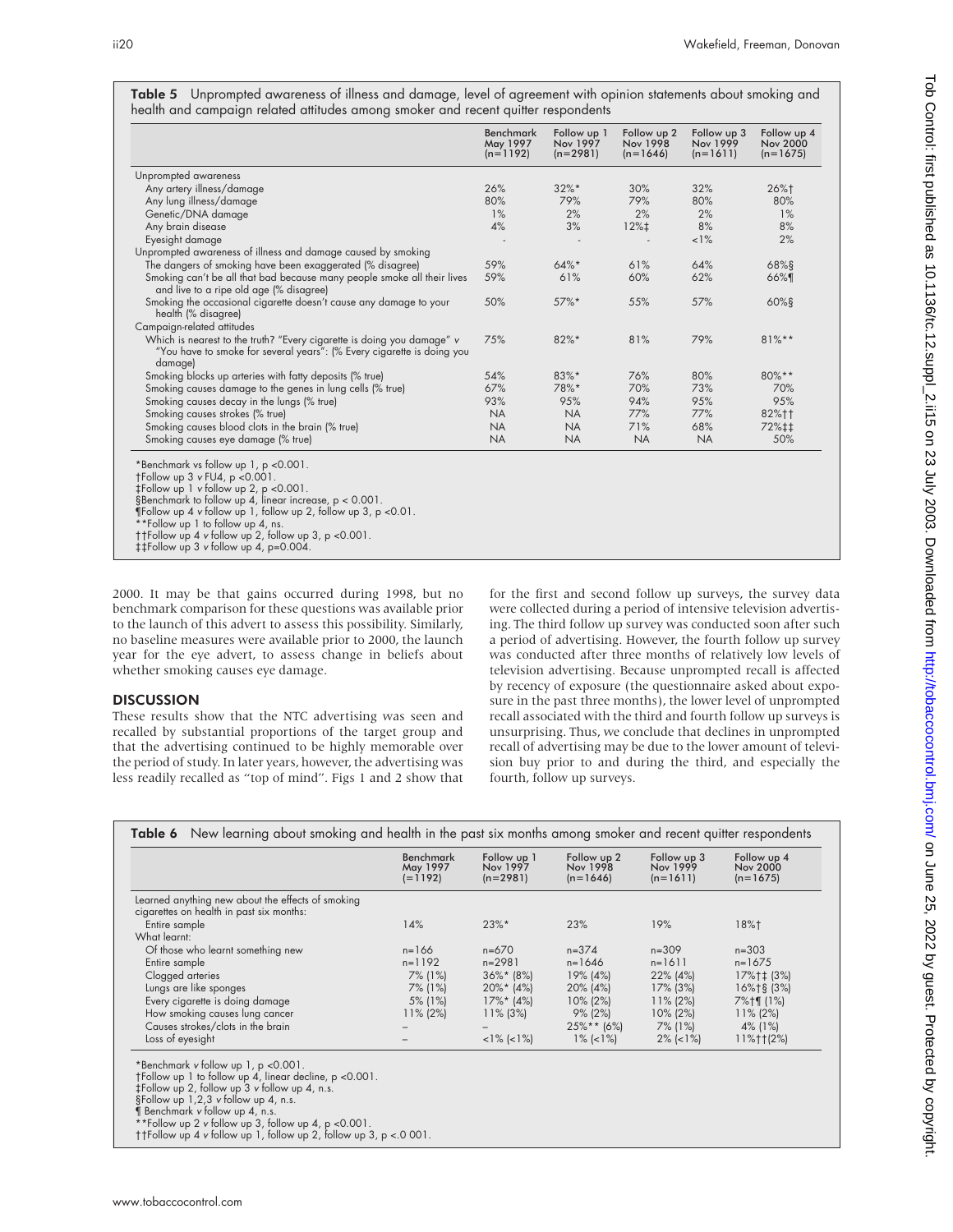**Table 5** Unprompted awareness of illness and damage, level of agreement with opinion statements about smoking and health and campaign related attitudes among smoker and recent quitter respondents

| | Benchmark May 1997 (n=1192) | Follow up 1 Nov 1997 (n=2981) | Follow up 2 Nov 1998 (n=1646) | Follow up 3 Nov 1999 (n=1611) | Follow up 4 Nov 2000 (n=1675) |
|---|---|---|---|---|---|
| Unprompted awareness | | | | | |
| Any artery illness/damage | 26% | 32%* | 30% | 32% | 26%† |
| Any lung illness/damage | 80% | 79% | 79% | 80% | 80% |
| Genetic/DNA damage | 1% | 2% | 2% | 2% | 1% |
| Any brain disease | 4% | 3% | 12%‡ | 8% | 8% |
| Eyesight damage | - | - | - | <1% | 2% |
| Unprompted awareness of illness and damage caused by smoking | | | | | |
| The dangers of smoking have been exaggerated (% disagree) | 59% | 64%* | 61% | 64% | 68%§ |
| Smoking can't be all that bad because many people smoke all their lives and live to a ripe old age (% disagree) | 59% | 61% | 60% | 62% | 66%¶ |
| Smoking the occasional cigarette doesn't cause any damage to your health (% disagree) | 50% | 57%* | 55% | 57% | 60%§ |
| Campaign-related attitudes | | | | | |
| Which is nearest to the truth? "Every cigarette is doing you damage" v "You have to smoke for several years": (% Every cigarette is doing you damage) | 75% | 82%* | 81% | 79% | 81%** |
| Smoking blocks up arteries with fatty deposits (% true) | 54% | 83%* | 76% | 80% | 80%** |
| Smoking causes damage to the genes in lung cells (% true) | 67% | 78%* | 70% | 73% | 70% |
| Smoking causes decay in the lungs (% true) | 93% | 95% | 94% | 95% | 95% |
| Smoking causes strokes (% true) | NA | NA | 77% | 77% | 82%†† |
| Smoking causes blood clots in the brain (% true) | NA | NA | 71% | 68% | 72%‡‡ |
| Smoking causes eye damage (% true) | NA | NA | NA | NA | 50% |

*Benchmark vs follow up 1, p <0.001.
†Follow up 3 v FU4, p <0.001.
‡Follow up 1 v follow up 2, p <0.001.
§Benchmark to follow up 4, linear increase, p < 0.001.
¶Follow up 4 v follow up 1, follow up 2, follow up 3, p <0.01.
**Follow up 1 to follow up 4, ns.
††Follow up 4 v follow up 2, follow up 3, p <0.001.
‡‡Follow up 3 v follow up 4, p=0.004.

2000. It may be that gains occurred during 1998, but no benchmark comparison for these questions was available prior to the launch of this advert to assess this possibility. Similarly, no baseline measures were available prior to 2000, the launch year for the eye advert, to assess change in beliefs about whether smoking causes eye damage.

## DISCUSSION

These results show that the NTC advertising was seen and recalled by substantial proportions of the target group and that the advertising continued to be highly memorable over the period of study. In later years, however, the advertising was less readily recalled as "top of mind". Figs 1 and 2 show that for the first and second follow up surveys, the survey data were collected during a period of intensive television advertising. The third follow up survey was conducted soon after such a period of advertising. However, the fourth follow up survey was conducted after three months of relatively low levels of television advertising. Because unprompted recall is affected by recency of exposure (the questionnaire asked about exposure in the past three months), the lower level of unprompted recall associated with the third and fourth follow up surveys is unsurprising. Thus, we conclude that declines in unprompted recall of advertising may be due to the lower amount of television buy prior to and during the third, and especially the fourth, follow up surveys.

**Table 6** New learning about smoking and health in the past six months among smoker and recent quitter respondents

| | Benchmark May 1997 (=1192) | Follow up 1 Nov 1997 (n=2981) | Follow up 2 Nov 1998 (n=1646) | Follow up 3 Nov 1999 (n=1611) | Follow up 4 Nov 2000 (n=1675) |
|---|---|---|---|---|---|
| Learned anything new about the effects of smoking cigarettes on health in past six months: | | | | | |
| Entire sample | 14% | 23%* | 23% | 19% | 18%† |
| What learnt: | | | | | |
| Of those who learnt something new | n=166 | n=670 | n=374 | n=309 | n=303 |
| Entire sample | n=1192 | n=2981 | n=1646 | n=1611 | n=1675 |
| Clogged arteries | 7% (1%) | 36%* (8%) | 19% (4%) | 22% (4%) | 17%†‡ (3%) |
| Lungs are like sponges | 7% (1%) | 20%* (4%) | 20% (4%) | 17% (3%) | 16%†§ (3%) |
| Every cigarette is doing damage | 5% (1%) | 17%* (4%) | 10% (2%) | 11% (2%) | 7%†¶ (1%) |
| How smoking causes lung cancer | 11% (2%) | 11% (3%) | 9% (2%) | 10% (2%) | 11% (2%) |
| Causes strokes/clots in the brain | – | – | 25%** (6%) | 7% (1%) | 4% (1%) |
| Loss of eyesight | – | <1% (<1%) | 1% (<1%) | 2% (<1%) | 11%††(2%) |

*Benchmark v follow up 1, p <0.001.
†Follow up 1 to follow up 4, linear decline, p <0.001.
‡Follow up 2, follow up 3 v follow up 4, n.s.
§Follow up 1,2,3 v follow up 4, n.s.
¶ Benchmark v follow up 4, n.s.
**Follow up 2 v follow up 3, follow up 4, p <0.001.
††Follow up 4 v follow up 1, follow up 2, follow up 3, p <.0 001.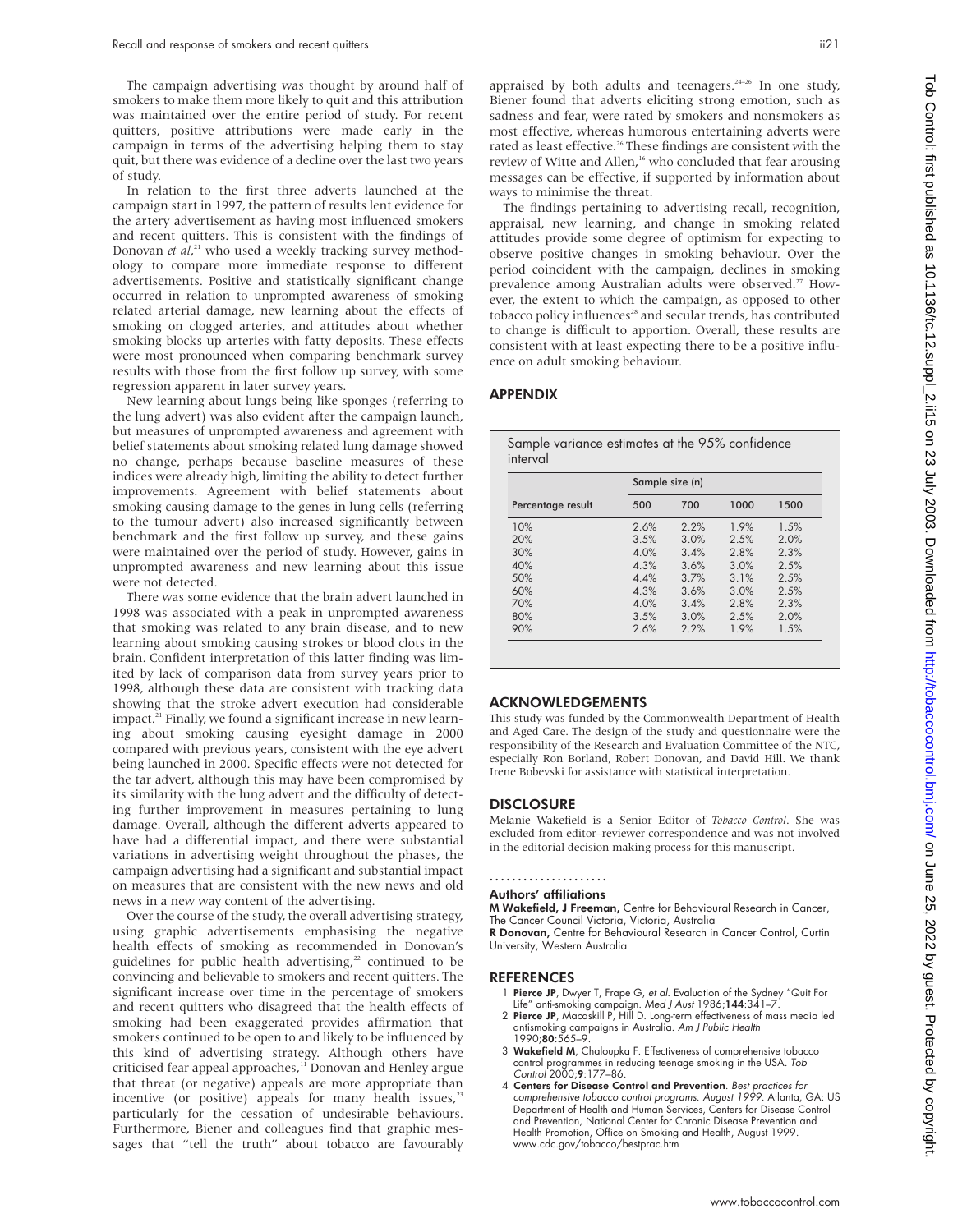The campaign advertising was thought by around half of smokers to make them more likely to quit and this attribution was maintained over the entire period of study. For recent quitters, positive attributions were made early in the campaign in terms of the advertising helping them to stay quit, but there was evidence of a decline over the last two years of study.

In relation to the first three adverts launched at the campaign start in 1997, the pattern of results lent evidence for the artery advertisement as having most influenced smokers and recent quitters. This is consistent with the findings of Donovan *et al*,[21] who used a weekly tracking survey methodology to compare more immediate response to different advertisements. Positive and statistically significant change occurred in relation to unprompted awareness of smoking related arterial damage, new learning about the effects of smoking on clogged arteries, and attitudes about whether smoking blocks up arteries with fatty deposits. These effects were most pronounced when comparing benchmark survey results with those from the first follow up survey, with some regression apparent in later survey years.

New learning about lungs being like sponges (referring to the lung advert) was also evident after the campaign launch, but measures of unprompted awareness and agreement with belief statements about smoking related lung damage showed no change, perhaps because baseline measures of these indices were already high, limiting the ability to detect further improvements. Agreement with belief statements about smoking causing damage to the genes in lung cells (referring to the tumour advert) also increased significantly between benchmark and the first follow up survey, and these gains were maintained over the period of study. However, gains in unprompted awareness and new learning about this issue were not detected.

There was some evidence that the brain advert launched in 1998 was associated with a peak in unprompted awareness that smoking was related to any brain disease, and to new learning about smoking causing strokes or blood clots in the brain. Confident interpretation of this latter finding was limited by lack of comparison data from survey years prior to 1998, although these data are consistent with tracking data showing that the stroke advert execution had considerable impact.[21] Finally, we found a significant increase in new learning about smoking causing eyesight damage in 2000 compared with previous years, consistent with the eye advert being launched in 2000. Specific effects were not detected for the tar advert, although this may have been compromised by its similarity with the lung advert and the difficulty of detecting further improvement in measures pertaining to lung damage. Overall, although the different adverts appeared to have had a differential impact, and there were substantial variations in advertising weight throughout the phases, the campaign advertising had a significant and substantial impact on measures that are consistent with the new news and old news in a new way content of the advertising.

Over the course of the study, the overall advertising strategy, using graphic advertisements emphasising the negative health effects of smoking as recommended in Donovan's guidelines for public health advertising,[22] continued to be convincing and believable to smokers and recent quitters. The significant increase over time in the percentage of smokers and recent quitters who disagreed that the health effects of smoking had been exaggerated provides affirmation that smokers continued to be open to and likely to be influenced by this kind of advertising strategy. Although others have criticised fear appeal approaches,[11] Donovan and Henley argue that threat (or negative) appeals are more appropriate than incentive (or positive) appeals for many health issues,[23] particularly for the cessation of undesirable behaviours. Furthermore, Biener and colleagues find that graphic messages that "tell the truth" about tobacco are favourably appraised by both adults and teenagers.[24–26] In one study, Biener found that adverts eliciting strong emotion, such as sadness and fear, were rated by smokers and nonsmokers as most effective, whereas humorous entertaining adverts were rated as least effective.[26] These findings are consistent with the review of Witte and Allen,[16] who concluded that fear arousing messages can be effective, if supported by information about ways to minimise the threat.

The findings pertaining to advertising recall, recognition, appraisal, new learning, and change in smoking related attitudes provide some degree of optimism for expecting to observe positive changes in smoking behaviour. Over the period coincident with the campaign, declines in smoking prevalence among Australian adults were observed.[27] However, the extent to which the campaign, as opposed to other tobacco policy influences[28] and secular trends, has contributed to change is difficult to apportion. Overall, these results are consistent with at least expecting there to be a positive influence on adult smoking behaviour.

## APPENDIX

Sample variance estimates at the 95% confidence interval

| | Sample size (n) | | | |
|---|---|---|---|---|
| Percentage result | 500 | 700 | 1000 | 1500 |
| 10% | 2.6% | 2.2% | 1.9% | 1.5% |
| 20% | 3.5% | 3.0% | 2.5% | 2.0% |
| 30% | 4.0% | 3.4% | 2.8% | 2.3% |
| 40% | 4.3% | 3.6% | 3.0% | 2.5% |
| 50% | 4.4% | 3.7% | 3.1% | 2.5% |
| 60% | 4.3% | 3.6% | 3.0% | 2.5% |
| 70% | 4.0% | 3.4% | 2.8% | 2.3% |
| 80% | 3.5% | 3.0% | 2.5% | 2.0% |
| 90% | 2.6% | 2.2% | 1.9% | 1.5% |

## ACKNOWLEDGEMENTS

This study was funded by the Commonwealth Department of Health and Aged Care. The design of the study and questionnaire were the responsibility of the Research and Evaluation Committee of the NTC, especially Ron Borland, Robert Donovan, and David Hill. We thank Irene Bobevski for assistance with statistical interpretation.

## DISCLOSURE

Melanie Wakefield is a Senior Editor of *Tobacco Control*. She was excluded from editor–reviewer correspondence and was not involved in the editorial decision making process for this manuscript.

### Authors' affiliations

**M Wakefield, J Freeman,** Centre for Behavioural Research in Cancer, The Cancer Council Victoria, Victoria, Australia
**R Donovan,** Centre for Behavioural Research in Cancer Control, Curtin University, Western Australia

## REFERENCES

1. **Pierce JP**, Dwyer T, Frape G, *et al*. Evaluation of the Sydney "Quit For Life" anti-smoking campaign. *Med J Aust* 1986;**144**:341–7.
2. **Pierce JP**, Macaskill P, Hill D. Long-term effectiveness of mass media led antismoking campaigns in Australia. *Am J Public Health* 1990;**80**:565–9.
3. **Wakefield M**, Chaloupka F. Effectiveness of comprehensive tobacco control programmes in reducing teenage smoking in the USA. *Tob Control* 2000;**9**:177–86.
4. **Centers for Disease Control and Prevention**. *Best practices for comprehensive tobacco control programs. August 1999*. Atlanta, GA: US Department of Health and Human Services, Centers for Disease Control and Prevention, National Center for Chronic Disease Prevention and Health Promotion, Office on Smoking and Health, August 1999. www.cdc.gov/tobacco/bestprac.htm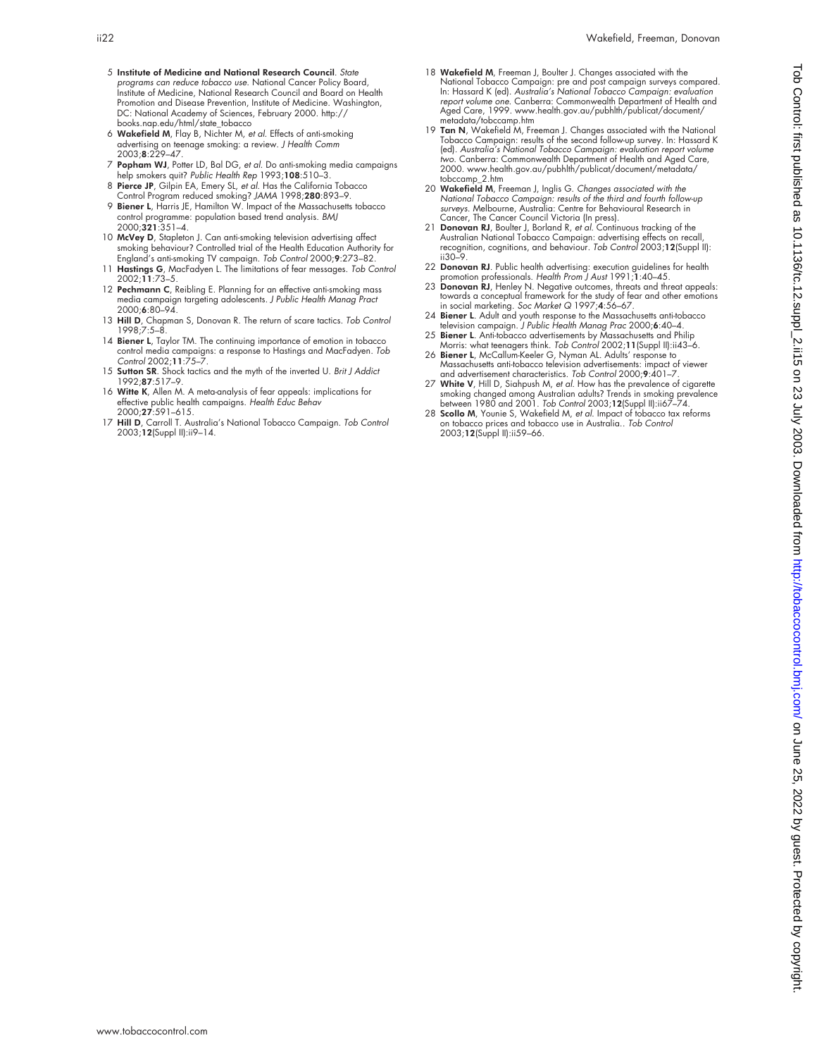5 **Institute of Medicine and National Research Council**. *State programs can reduce tobacco use*. National Cancer Policy Board, Institute of Medicine, National Research Council and Board on Health Promotion and Disease Prevention, Institute of Medicine. Washington, DC: National Academy of Sciences, February 2000. http://books.nap.edu/html/state_tobacco

6 **Wakefield M**, Flay B, Nichter M, *et al*. Effects of anti-smoking advertising on teenage smoking: a review. *J Health Comm* 2003;**8**:229–47.

7 **Popham WJ**, Potter LD, Bal DG, *et al*. Do anti-smoking media campaigns help smokers quit? *Public Health Rep* 1993;**108**:510–3.

8 **Pierce JP**, Gilpin EA, Emery SL, *et al*. Has the California Tobacco Control Program reduced smoking? *JAMA* 1998;**280**:893–9.

9 **Biener L**, Harris JE, Hamilton W. Impact of the Massachusetts tobacco control programme: population based trend analysis. *BMJ* 2000;**321**:351–4.

10 **McVey D**, Stapleton J. Can anti-smoking television advertising affect smoking behaviour? Controlled trial of the Health Education Authority for England's anti-smoking TV campaign. *Tob Control* 2000;**9**:273–82.

11 **Hastings G**, MacFadyen L. The limitations of fear messages. *Tob Control* 2002;**11**:73–5.

12 **Pechmann C**, Reibling E. Planning for an effective anti-smoking mass media campaign targeting adolescents. *J Public Health Manag Pract* 2000;**6**:80–94.

13 **Hill D**, Chapman S, Donovan R. The return of scare tactics. *Tob Control* 1998;7:5–8.

14 **Biener L**, Taylor TM. The continuing importance of emotion in tobacco control media campaigns: a response to Hastings and MacFadyen. *Tob Control* 2002;**11**:75–7.

15 **Sutton SR**. Shock tactics and the myth of the inverted U. *Brit J Addict* 1992;**87**:517–9.

16 **Witte K**, Allen M. A meta-analysis of fear appeals: implications for effective public health campaigns. *Health Educ Behav* 2000;**27**:591–615.

17 **Hill D**, Carroll T. Australia's National Tobacco Campaign. *Tob Control* 2003;**12**(Suppl II):ii9–14.

18 **Wakefield M**, Freeman J, Boulter J. Changes associated with the National Tobacco Campaign: pre and post campaign surveys compared. In: Hassard K (ed). *Australia's National Tobacco Campaign: evaluation report volume one*. Canberra: Commonwealth Department of Health and Aged Care, 1999. www.health.gov.au/pubhlth/publicat/document/metadata/tobccamp.htm

19 **Tan N**, Wakefield M, Freeman J. Changes associated with the National Tobacco Campaign: results of the second follow-up survey. In: Hassard K (ed). *Australia's National Tobacco Campaign: evaluation report volume two*. Canberra: Commonwealth Department of Health and Aged Care, 2000. www.health.gov.au/pubhlth/publicat/document/metadata/tobccamp_2.htm

20 **Wakefield M**, Freeman J, Inglis G. *Changes associated with the National Tobacco Campaign: results of the third and fourth follow-up surveys*. Melbourne, Australia: Centre for Behavioural Research in Cancer, The Cancer Council Victoria (In press).

21 **Donovan RJ**, Boulter J, Borland R, *et al*. Continuous tracking of the Australian National Tobacco Campaign: advertising effects on recall, recognition, cognitions, and behaviour. *Tob Control* 2003;**12**(Suppl II):ii30–9.

22 **Donovan RJ**. Public health advertising: execution guidelines for health promotion professionals. *Health Prom J Aust* 1991;**1**:40–45.

23 **Donovan RJ**, Henley N. Negative outcomes, threats and threat appeals: towards a conceptual framework for the study of fear and other emotions in social marketing. *Soc Market Q* 1997;**4**:56–67.

24 **Biener L**. Adult and youth response to the Massachusetts anti-tobacco television campaign. *J Public Health Manag Prac* 2000;**6**:40–4.

25 **Biener L**. Anti-tobacco advertisements by Massachusetts and Philip Morris: what teenagers think. *Tob Control* 2002;**11**(Suppl II):ii43–6.

26 **Biener L**, McCallum-Keeler G, Nyman AL. Adults' response to Massachusetts anti-tobacco television advertisements: impact of viewer and advertisement characteristics. *Tob Control* 2000;**9**:401–7.

27 **White V**, Hill D, Siahpush M, *et al*. How has the prevalence of cigarette smoking changed among Australian adults? Trends in smoking prevalence between 1980 and 2001. *Tob Control* 2003;**12**(Suppl II):ii67–74.

28 **Scollo M**, Younie S, Wakefield M, *et al*. Impact of tobacco tax reforms on tobacco prices and tobacco use in Australia.. *Tob Control* 2003;**12**(Suppl II):ii59–66.